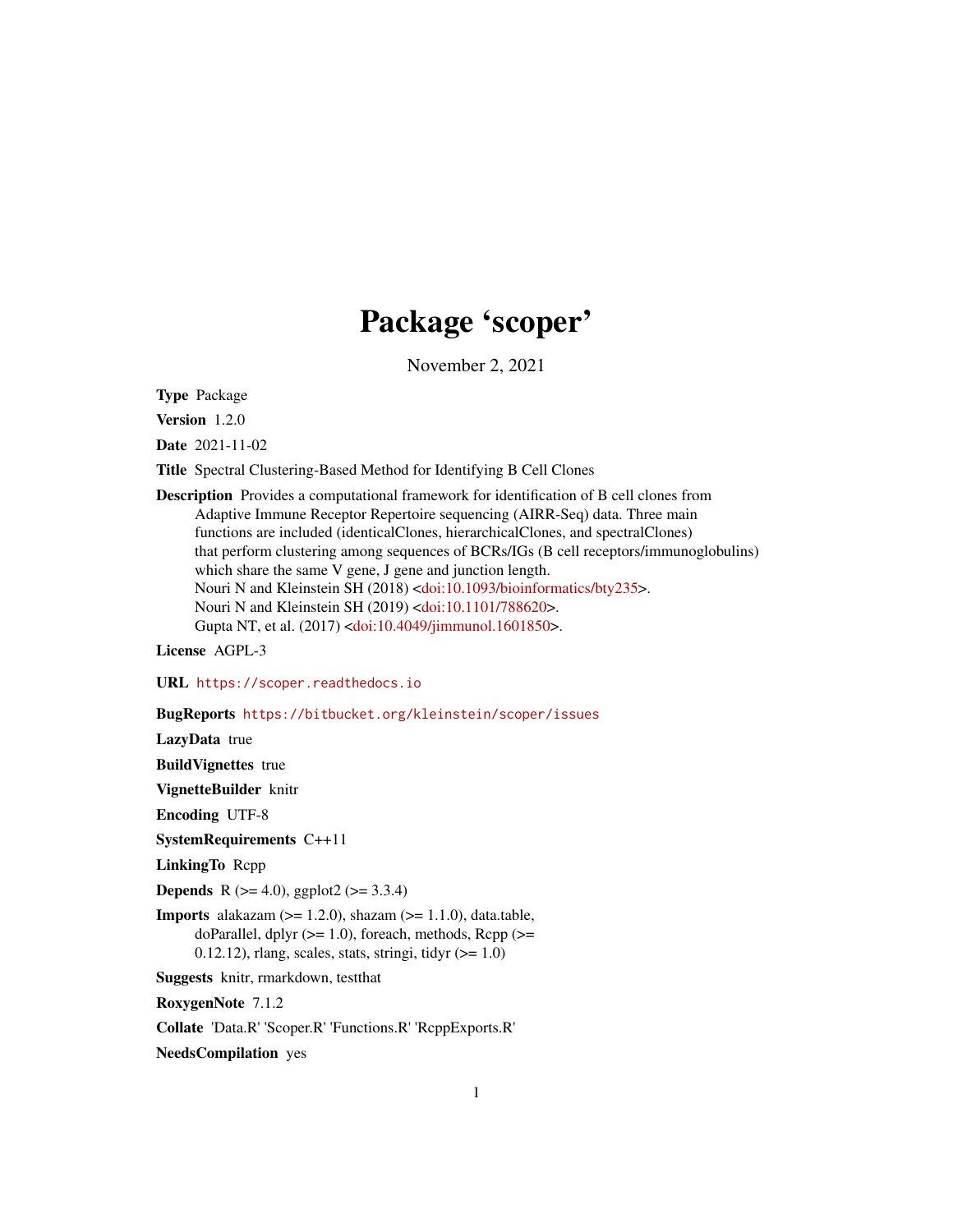# Package 'scoper'

November 2, 2021

**Type** Package

**Version** 1.2.0

**Date** 2021-11-02

**Title** Spectral Clustering-Based Method for Identifying B Cell Clones

**Description** Provides a computational framework for identification of B cell clones from Adaptive Immune Receptor Repertoire sequencing (AIRR-Seq) data. Three main functions are included (identicalClones, hierarchicalClones, and spectralClones) that perform clustering among sequences of BCRs/IGs (B cell receptors/immunoglobulins) which share the same V gene, J gene and junction length.
Nouri N and Kleinstein SH (2018) <doi:10.1093/bioinformatics/bty235>.
Nouri N and Kleinstein SH (2019) <doi:10.1101/788620>.
Gupta NT, et al. (2017) <doi:10.4049/jimmunol.1601850>.

**License** AGPL-3

**URL** https://scoper.readthedocs.io

**BugReports** https://bitbucket.org/kleinstein/scoper/issues

**LazyData** true

**BuildVignettes** true

**VignetteBuilder** knitr

**Encoding** UTF-8

**SystemRequirements** C++11

**LinkingTo** Rcpp

**Depends** R (>= 4.0), ggplot2 (>= 3.3.4)

**Imports** alakazam (>= 1.2.0), shazam (>= 1.1.0), data.table, doParallel, dplyr (>= 1.0), foreach, methods, Rcpp (>= 0.12.12), rlang, scales, stats, stringi, tidyr (>= 1.0)

**Suggests** knitr, rmarkdown, testthat

**RoxygenNote** 7.1.2

**Collate** 'Data.R' 'Scoper.R' 'Functions.R' 'RcppExports.R'

**NeedsCompilation** yes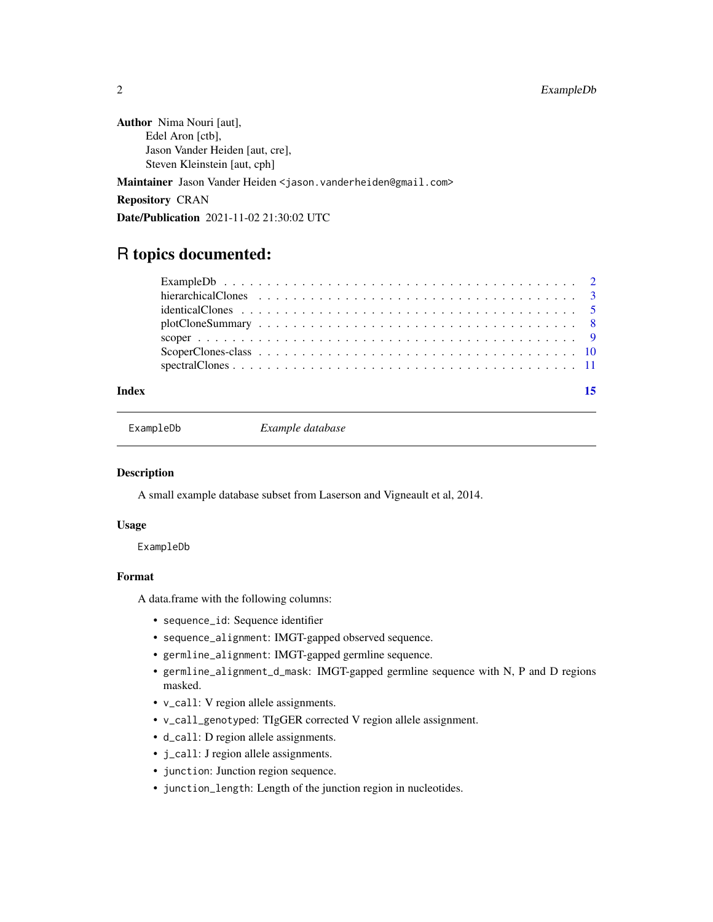**Author** Nima Nouri [aut],
Edel Aron [ctb],
Jason Vander Heiden [aut, cre],
Steven Kleinstein [aut, cph]

**Maintainer** Jason Vander Heiden <jason.vanderheiden@gmail.com>

**Repository** CRAN

**Date/Publication** 2021-11-02 21:30:02 UTC

# R topics documented:

- ExampleDb . . . . . . . . . . . . . . . . . . . . . . . . . . . . . . . . . . . . . . . 2
- hierarchicalClones . . . . . . . . . . . . . . . . . . . . . . . . . . . . . . . . . . . 3
- identicalClones . . . . . . . . . . . . . . . . . . . . . . . . . . . . . . . . . . . . 5
- plotCloneSummary . . . . . . . . . . . . . . . . . . . . . . . . . . . . . . . . . . . 8
- scoper . . . . . . . . . . . . . . . . . . . . . . . . . . . . . . . . . . . . . . . . . 9
- ScoperClones-class . . . . . . . . . . . . . . . . . . . . . . . . . . . . . . . . . . 10
- spectralClones . . . . . . . . . . . . . . . . . . . . . . . . . . . . . . . . . . . . 11

**Index** 15

---

`ExampleDb` *Example database*

---

### Description

A small example database subset from Laserson and Vigneault et al, 2014.

### Usage

```
ExampleDb
```

### Format

A data.frame with the following columns:

- `sequence_id`: Sequence identifier
- `sequence_alignment`: IMGT-gapped observed sequence.
- `germline_alignment`: IMGT-gapped germline sequence.
- `germline_alignment_d_mask`: IMGT-gapped germline sequence with N, P and D regions masked.
- `v_call`: V region allele assignments.
- `v_call_genotyped`: TIgGER corrected V region allele assignment.
- `d_call`: D region allele assignments.
- `j_call`: J region allele assignments.
- `junction`: Junction region sequence.
- `junction_length`: Length of the junction region in nucleotides.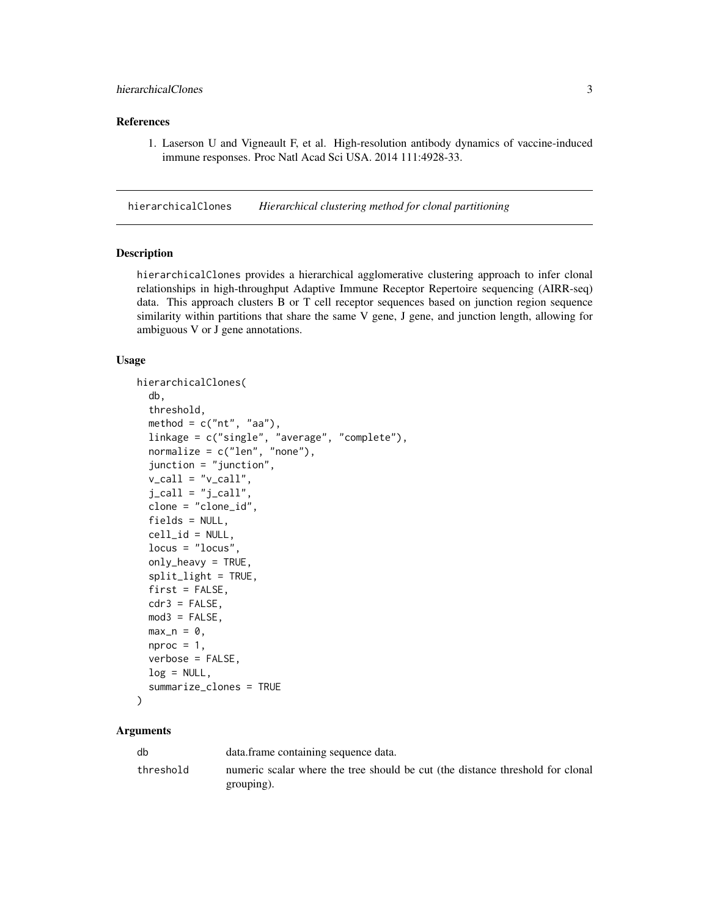## References

1. Laserson U and Vigneault F, et al. High-resolution antibody dynamics of vaccine-induced immune responses. Proc Natl Acad Sci USA. 2014 111:4928-33.

---

## hierarchicalClones — *Hierarchical clustering method for clonal partitioning*

### Description

hierarchicalClones provides a hierarchical agglomerative clustering approach to infer clonal relationships in high-throughput Adaptive Immune Receptor Repertoire sequencing (AIRR-seq) data. This approach clusters B or T cell receptor sequences based on junction region sequence similarity within partitions that share the same V gene, J gene, and junction length, allowing for ambiguous V or J gene annotations.

### Usage

```
hierarchicalClones(
  db,
  threshold,
  method = c("nt", "aa"),
  linkage = c("single", "average", "complete"),
  normalize = c("len", "none"),
  junction = "junction",
  v_call = "v_call",
  j_call = "j_call",
  clone = "clone_id",
  fields = NULL,
  cell_id = NULL,
  locus = "locus",
  only_heavy = TRUE,
  split_light = TRUE,
  first = FALSE,
  cdr3 = FALSE,
  mod3 = FALSE,
  max_n = 0,
  nproc = 1,
  verbose = FALSE,
  log = NULL,
  summarize_clones = TRUE
)
```

### Arguments

| | |
|---|---|
| db | data.frame containing sequence data. |
| threshold | numeric scalar where the tree should be cut (the distance threshold for clonal grouping). |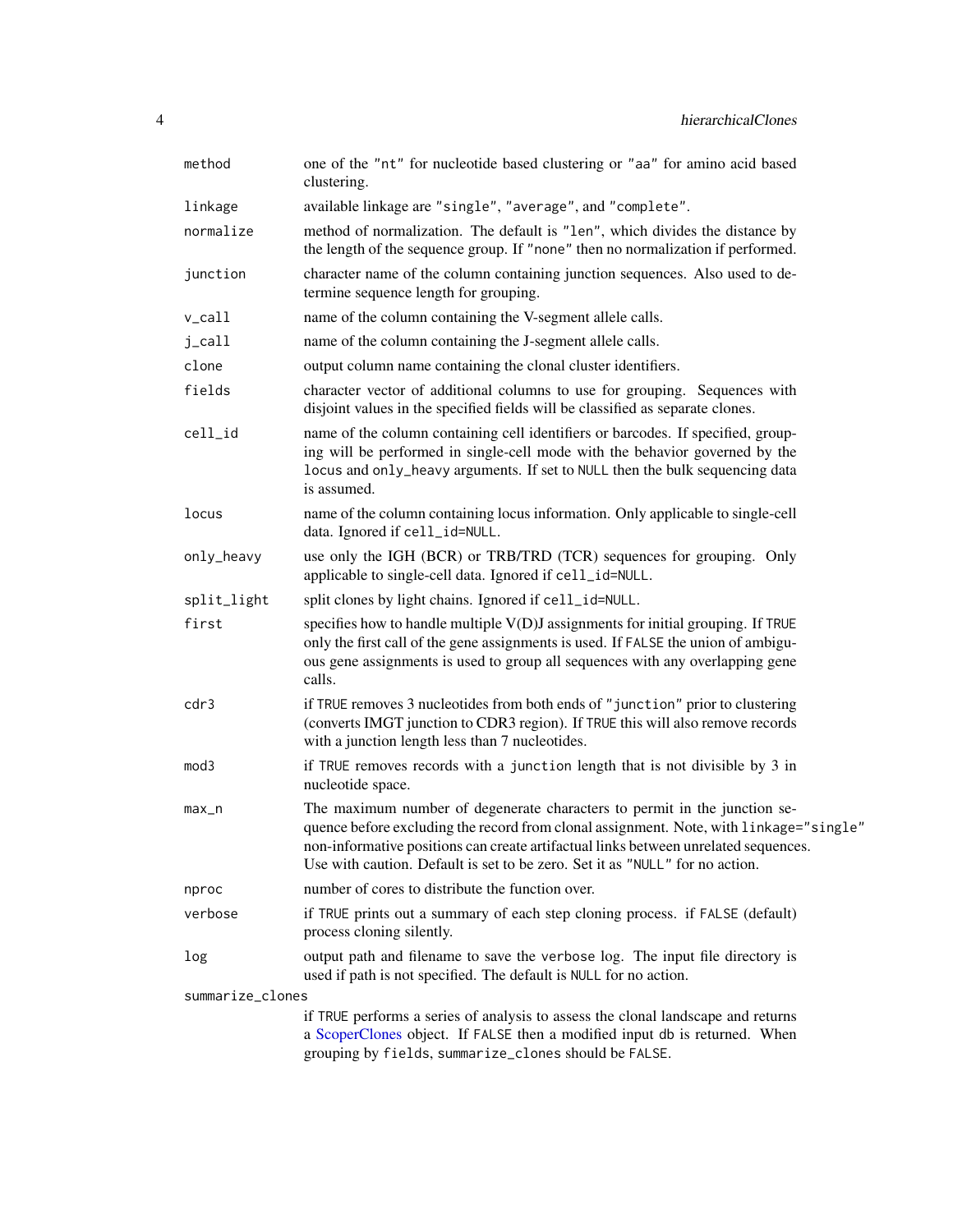| | |
|---|---|
| `method` | one of the "nt" for nucleotide based clustering or "aa" for amino acid based clustering. |
| `linkage` | available linkage are "single", "average", and "complete". |
| `normalize` | method of normalization. The default is "len", which divides the distance by the length of the sequence group. If "none" then no normalization if performed. |
| `junction` | character name of the column containing junction sequences. Also used to determine sequence length for grouping. |
| `v_call` | name of the column containing the V-segment allele calls. |
| `j_call` | name of the column containing the J-segment allele calls. |
| `clone` | output column name containing the clonal cluster identifiers. |
| `fields` | character vector of additional columns to use for grouping. Sequences with disjoint values in the specified fields will be classified as separate clones. |
| `cell_id` | name of the column containing cell identifiers or barcodes. If specified, grouping will be performed in single-cell mode with the behavior governed by the `locus` and `only_heavy` arguments. If set to `NULL` then the bulk sequencing data is assumed. |
| `locus` | name of the column containing locus information. Only applicable to single-cell data. Ignored if `cell_id=NULL`. |
| `only_heavy` | use only the IGH (BCR) or TRB/TRD (TCR) sequences for grouping. Only applicable to single-cell data. Ignored if `cell_id=NULL`. |
| `split_light` | split clones by light chains. Ignored if `cell_id=NULL`. |
| `first` | specifies how to handle multiple V(D)J assignments for initial grouping. If `TRUE` only the first call of the gene assignments is used. If `FALSE` the union of ambiguous gene assignments is used to group all sequences with any overlapping gene calls. |
| `cdr3` | if `TRUE` removes 3 nucleotides from both ends of "junction" prior to clustering (converts IMGT junction to CDR3 region). If `TRUE` this will also remove records with a junction length less than 7 nucleotides. |
| `mod3` | if `TRUE` removes records with a `junction` length that is not divisible by 3 in nucleotide space. |
| `max_n` | The maximum number of degenerate characters to permit in the junction sequence before excluding the record from clonal assignment. Note, with `linkage="single"` non-informative positions can create artifactual links between unrelated sequences. Use with caution. Default is set to be zero. Set it as "NULL" for no action. |
| `nproc` | number of cores to distribute the function over. |
| `verbose` | if `TRUE` prints out a summary of each step cloning process. if `FALSE` (default) process cloning silently. |
| `log` | output path and filename to save the `verbose` log. The input file directory is used if path is not specified. The default is `NULL` for no action. |
| `summarize_clones` | if `TRUE` performs a series of analysis to assess the clonal landscape and returns a ScoperClones object. If `FALSE` then a modified input `db` is returned. When grouping by `fields`, `summarize_clones` should be `FALSE`. |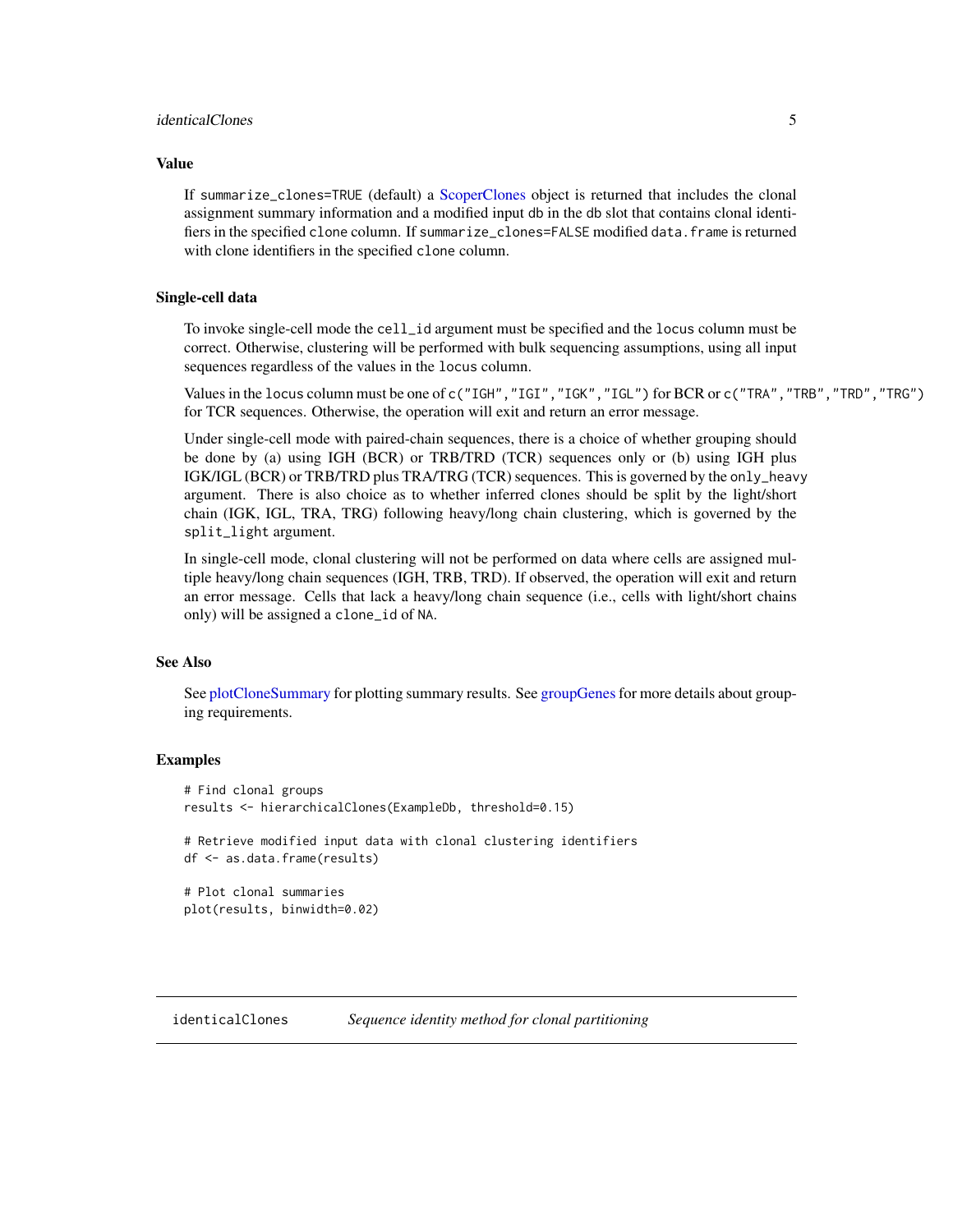## Value

If `summarize_clones=TRUE` (default) a ScoperClones object is returned that includes the clonal assignment summary information and a modified input `db` in the `db` slot that contains clonal identifiers in the specified `clone` column. If `summarize_clones=FALSE` modified `data.frame` is returned with clone identifiers in the specified `clone` column.

## Single-cell data

To invoke single-cell mode the `cell_id` argument must be specified and the `locus` column must be correct. Otherwise, clustering will be performed with bulk sequencing assumptions, using all input sequences regardless of the values in the `locus` column.

Values in the `locus` column must be one of `c("IGH","IGI","IGK","IGL")` for BCR or `c("TRA","TRB","TRD","TRG")` for TCR sequences. Otherwise, the operation will exit and return an error message.

Under single-cell mode with paired-chain sequences, there is a choice of whether grouping should be done by (a) using IGH (BCR) or TRB/TRD (TCR) sequences only or (b) using IGH plus IGK/IGL (BCR) or TRB/TRD plus TRA/TRG (TCR) sequences. This is governed by the `only_heavy` argument. There is also choice as to whether inferred clones should be split by the light/short chain (IGK, IGL, TRA, TRG) following heavy/long chain clustering, which is governed by the `split_light` argument.

In single-cell mode, clonal clustering will not be performed on data where cells are assigned multiple heavy/long chain sequences (IGH, TRB, TRD). If observed, the operation will exit and return an error message. Cells that lack a heavy/long chain sequence (i.e., cells with light/short chains only) will be assigned a `clone_id` of `NA`.

## See Also

See plotCloneSummary for plotting summary results. See groupGenes for more details about grouping requirements.

## Examples

```
# Find clonal groups
results <- hierarchicalClones(ExampleDb, threshold=0.15)

# Retrieve modified input data with clonal clustering identifiers
df <- as.data.frame(results)

# Plot clonal summaries
plot(results, binwidth=0.02)
```

---

# identicalClones *Sequence identity method for clonal partitioning*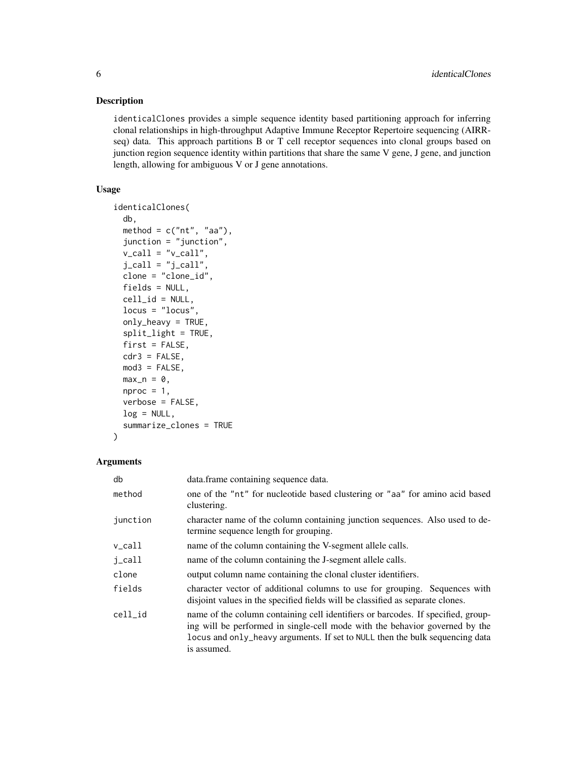## Description

identicalClones provides a simple sequence identity based partitioning approach for inferring clonal relationships in high-throughput Adaptive Immune Receptor Repertoire sequencing (AIRR-seq) data. This approach partitions B or T cell receptor sequences into clonal groups based on junction region sequence identity within partitions that share the same V gene, J gene, and junction length, allowing for ambiguous V or J gene annotations.

## Usage

```
identicalClones(
  db,
  method = c("nt", "aa"),
  junction = "junction",
  v_call = "v_call",
  j_call = "j_call",
  clone = "clone_id",
  fields = NULL,
  cell_id = NULL,
  locus = "locus",
  only_heavy = TRUE,
  split_light = TRUE,
  first = FALSE,
  cdr3 = FALSE,
  mod3 = FALSE,
  max_n = 0,
  nproc = 1,
  verbose = FALSE,
  log = NULL,
  summarize_clones = TRUE
)
```

## Arguments

| | |
|---|---|
| db | data.frame containing sequence data. |
| method | one of the "nt" for nucleotide based clustering or "aa" for amino acid based clustering. |
| junction | character name of the column containing junction sequences. Also used to determine sequence length for grouping. |
| v_call | name of the column containing the V-segment allele calls. |
| j_call | name of the column containing the J-segment allele calls. |
| clone | output column name containing the clonal cluster identifiers. |
| fields | character vector of additional columns to use for grouping. Sequences with disjoint values in the specified fields will be classified as separate clones. |
| cell_id | name of the column containing cell identifiers or barcodes. If specified, grouping will be performed in single-cell mode with the behavior governed by the locus and only_heavy arguments. If set to NULL then the bulk sequencing data is assumed. |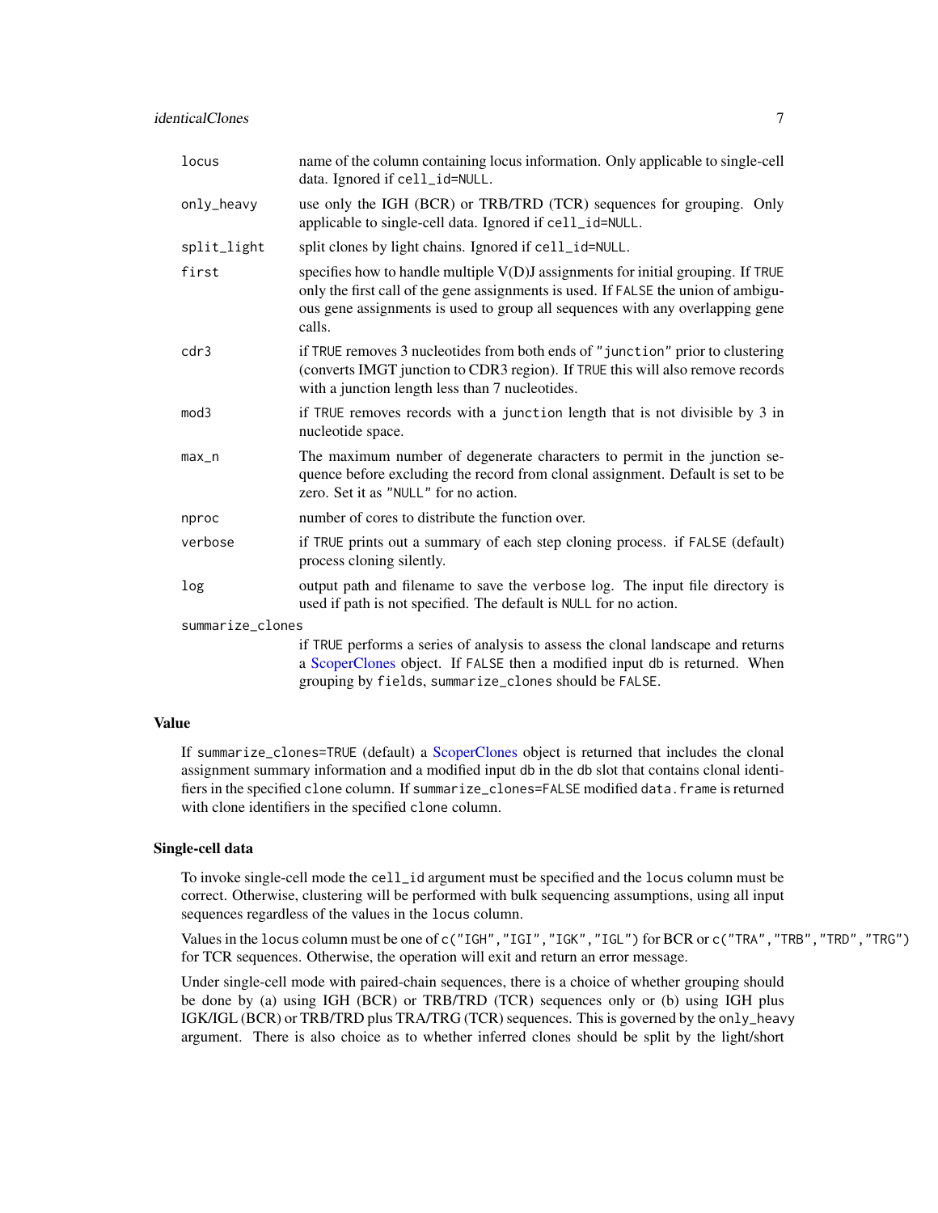| | |
|---|---|
| `locus` | name of the column containing locus information. Only applicable to single-cell data. Ignored if `cell_id=NULL`. |
| `only_heavy` | use only the IGH (BCR) or TRB/TRD (TCR) sequences for grouping. Only applicable to single-cell data. Ignored if `cell_id=NULL`. |
| `split_light` | split clones by light chains. Ignored if `cell_id=NULL`. |
| `first` | specifies how to handle multiple V(D)J assignments for initial grouping. If `TRUE` only the first call of the gene assignments is used. If `FALSE` the union of ambiguous gene assignments is used to group all sequences with any overlapping gene calls. |
| `cdr3` | if `TRUE` removes 3 nucleotides from both ends of `"junction"` prior to clustering (converts IMGT junction to CDR3 region). If `TRUE` this will also remove records with a junction length less than 7 nucleotides. |
| `mod3` | if `TRUE` removes records with a `junction` length that is not divisible by 3 in nucleotide space. |
| `max_n` | The maximum number of degenerate characters to permit in the junction sequence before excluding the record from clonal assignment. Default is set to be zero. Set it as `"NULL"` for no action. |
| `nproc` | number of cores to distribute the function over. |
| `verbose` | if `TRUE` prints out a summary of each step cloning process. if `FALSE` (default) process cloning silently. |
| `log` | output path and filename to save the `verbose` log. The input file directory is used if path is not specified. The default is `NULL` for no action. |
| `summarize_clones` | if `TRUE` performs a series of analysis to assess the clonal landscape and returns a ScoperClones object. If `FALSE` then a modified input `db` is returned. When grouping by `fields`, `summarize_clones` should be `FALSE`. |

### Value

If `summarize_clones=TRUE` (default) a ScoperClones object is returned that includes the clonal assignment summary information and a modified input `db` in the `db` slot that contains clonal identifiers in the specified `clone` column. If `summarize_clones=FALSE` modified `data.frame` is returned with clone identifiers in the specified `clone` column.

### Single-cell data

To invoke single-cell mode the `cell_id` argument must be specified and the `locus` column must be correct. Otherwise, clustering will be performed with bulk sequencing assumptions, using all input sequences regardless of the values in the `locus` column.

Values in the `locus` column must be one of `c("IGH","IGI","IGK","IGL")` for BCR or `c("TRA","TRB","TRD","TRG")` for TCR sequences. Otherwise, the operation will exit and return an error message.

Under single-cell mode with paired-chain sequences, there is a choice of whether grouping should be done by (a) using IGH (BCR) or TRB/TRD (TCR) sequences only or (b) using IGH plus IGK/IGL (BCR) or TRB/TRD plus TRA/TRG (TCR) sequences. This is governed by the `only_heavy` argument. There is also choice as to whether inferred clones should be split by the light/short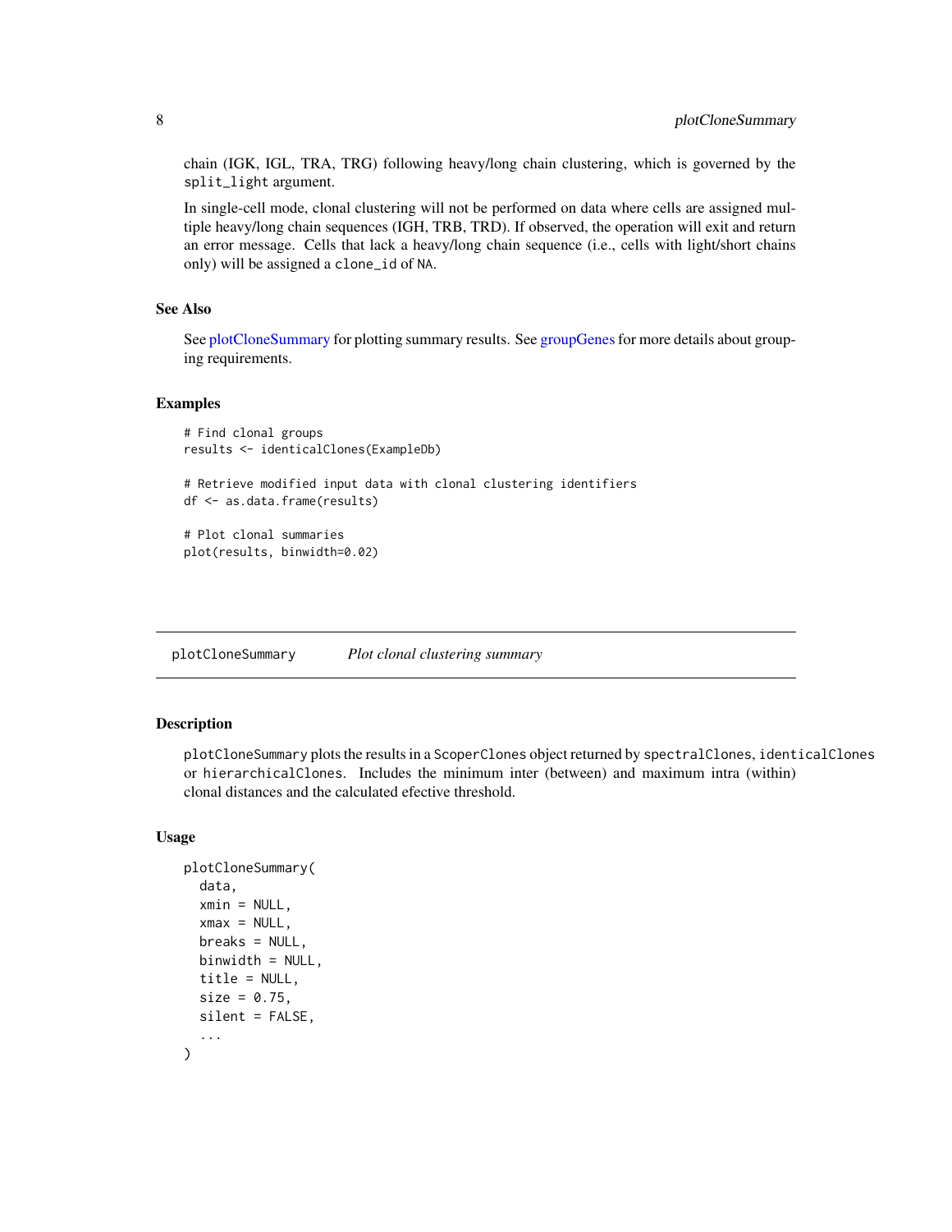chain (IGK, IGL, TRA, TRG) following heavy/long chain clustering, which is governed by the `split_light` argument.

In single-cell mode, clonal clustering will not be performed on data where cells are assigned multiple heavy/long chain sequences (IGH, TRB, TRD). If observed, the operation will exit and return an error message. Cells that lack a heavy/long chain sequence (i.e., cells with light/short chains only) will be assigned a `clone_id` of `NA`.

### See Also

See plotCloneSummary for plotting summary results. See groupGenes for more details about grouping requirements.

### Examples

```
# Find clonal groups
results <- identicalClones(ExampleDb)

# Retrieve modified input data with clonal clustering identifiers
df <- as.data.frame(results)

# Plot clonal summaries
plot(results, binwidth=0.02)
```

---

## plotCloneSummary — *Plot clonal clustering summary*

### Description

`plotCloneSummary` plots the results in a `ScoperClones` object returned by `spectralClones`, `identicalClones` or `hierarchicalClones`. Includes the minimum inter (between) and maximum intra (within) clonal distances and the calculated efective threshold.

### Usage

```
plotCloneSummary(
  data,
  xmin = NULL,
  xmax = NULL,
  breaks = NULL,
  binwidth = NULL,
  title = NULL,
  size = 0.75,
  silent = FALSE,
  ...
)
```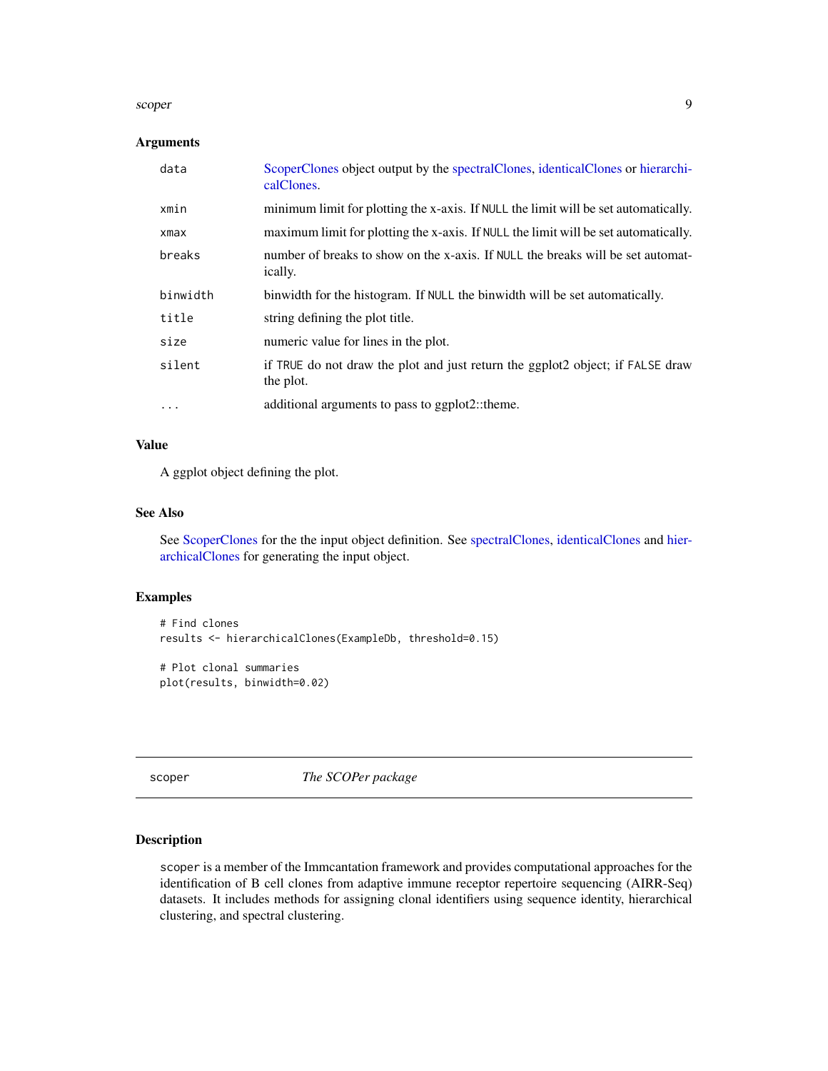### Arguments

| | |
|---|---|
| data | ScoperClones object output by the spectralClones, identicalClones or hierarchicalClones. |
| xmin | minimum limit for plotting the x-axis. If NULL the limit will be set automatically. |
| xmax | maximum limit for plotting the x-axis. If NULL the limit will be set automatically. |
| breaks | number of breaks to show on the x-axis. If NULL the breaks will be set automatically. |
| binwidth | binwidth for the histogram. If NULL the binwidth will be set automatically. |
| title | string defining the plot title. |
| size | numeric value for lines in the plot. |
| silent | if TRUE do not draw the plot and just return the ggplot2 object; if FALSE draw the plot. |
| ... | additional arguments to pass to ggplot2::theme. |

### Value

A ggplot object defining the plot.

### See Also

See ScoperClones for the the input object definition. See spectralClones, identicalClones and hierarchicalClones for generating the input object.

### Examples

```
# Find clones
results <- hierarchicalClones(ExampleDb, threshold=0.15)

# Plot clonal summaries
plot(results, binwidth=0.02)
```

## scoper — *The SCOPer package*

### Description

scoper is a member of the Immcantation framework and provides computational approaches for the identification of B cell clones from adaptive immune receptor repertoire sequencing (AIRR-Seq) datasets. It includes methods for assigning clonal identifiers using sequence identity, hierarchical clustering, and spectral clustering.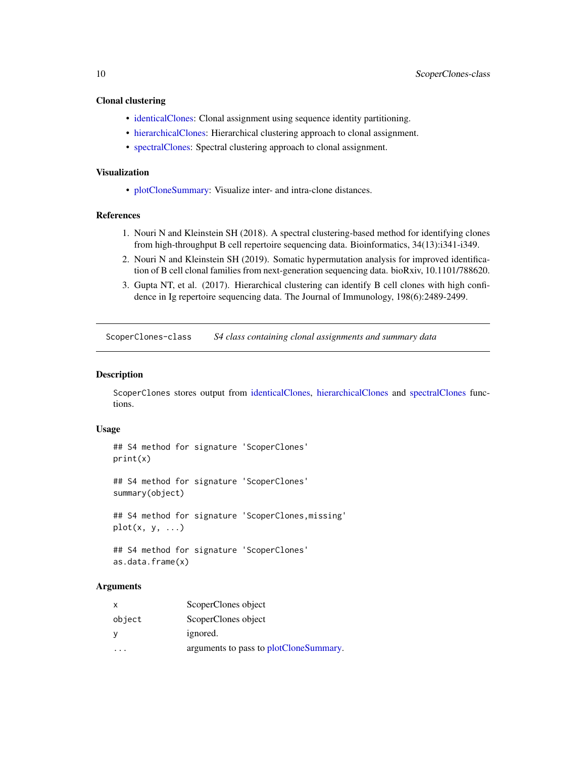### Clonal clustering

- identicalClones: Clonal assignment using sequence identity partitioning.
- hierarchicalClones: Hierarchical clustering approach to clonal assignment.
- spectralClones: Spectral clustering approach to clonal assignment.

### Visualization

- plotCloneSummary: Visualize inter- and intra-clone distances.

### References

1. Nouri N and Kleinstein SH (2018). A spectral clustering-based method for identifying clones from high-throughput B cell repertoire sequencing data. Bioinformatics, 34(13):i341-i349.
2. Nouri N and Kleinstein SH (2019). Somatic hypermutation analysis for improved identification of B cell clonal families from next-generation sequencing data. bioRxiv, 10.1101/788620.
3. Gupta NT, et al. (2017). Hierarchical clustering can identify B cell clones with high confidence in Ig repertoire sequencing data. The Journal of Immunology, 198(6):2489-2499.

---

## ScoperClones-class    *S4 class containing clonal assignments and summary data*

### Description

ScoperClones stores output from identicalClones, hierarchicalClones and spectralClones functions.

### Usage

```
## S4 method for signature 'ScoperClones'
print(x)

## S4 method for signature 'ScoperClones'
summary(object)

## S4 method for signature 'ScoperClones,missing'
plot(x, y, ...)

## S4 method for signature 'ScoperClones'
as.data.frame(x)
```

### Arguments

| | |
|---|---|
| x | ScoperClones object |
| object | ScoperClones object |
| y | ignored. |
| ... | arguments to pass to plotCloneSummary. |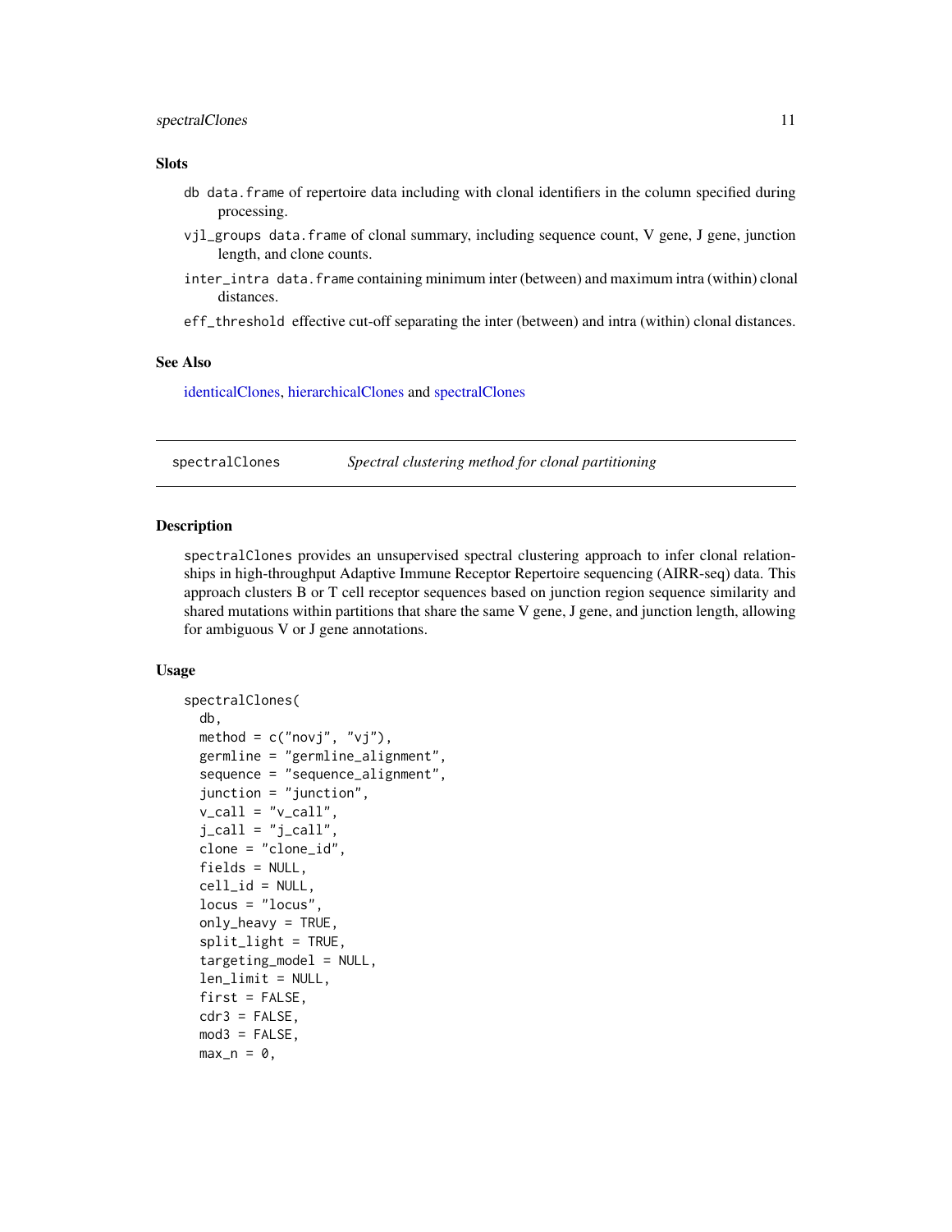### Slots

db `data.frame` of repertoire data including with clonal identifiers in the column specified during processing.

vjl_groups `data.frame` of clonal summary, including sequence count, V gene, J gene, junction length, and clone counts.

inter_intra `data.frame` containing minimum inter (between) and maximum intra (within) clonal distances.

eff_threshold effective cut-off separating the inter (between) and intra (within) clonal distances.

### See Also

identicalClones, hierarchicalClones and spectralClones

---

spectralClones *Spectral clustering method for clonal partitioning*

---

### Description

spectralClones provides an unsupervised spectral clustering approach to infer clonal relationships in high-throughput Adaptive Immune Receptor Repertoire sequencing (AIRR-seq) data. This approach clusters B or T cell receptor sequences based on junction region sequence similarity and shared mutations within partitions that share the same V gene, J gene, and junction length, allowing for ambiguous V or J gene annotations.

### Usage

```
spectralClones(
  db,
  method = c("novj", "vj"),
  germline = "germline_alignment",
  sequence = "sequence_alignment",
  junction = "junction",
  v_call = "v_call",
  j_call = "j_call",
  clone = "clone_id",
  fields = NULL,
  cell_id = NULL,
  locus = "locus",
  only_heavy = TRUE,
  split_light = TRUE,
  targeting_model = NULL,
  len_limit = NULL,
  first = FALSE,
  cdr3 = FALSE,
  mod3 = FALSE,
  max_n = 0,
```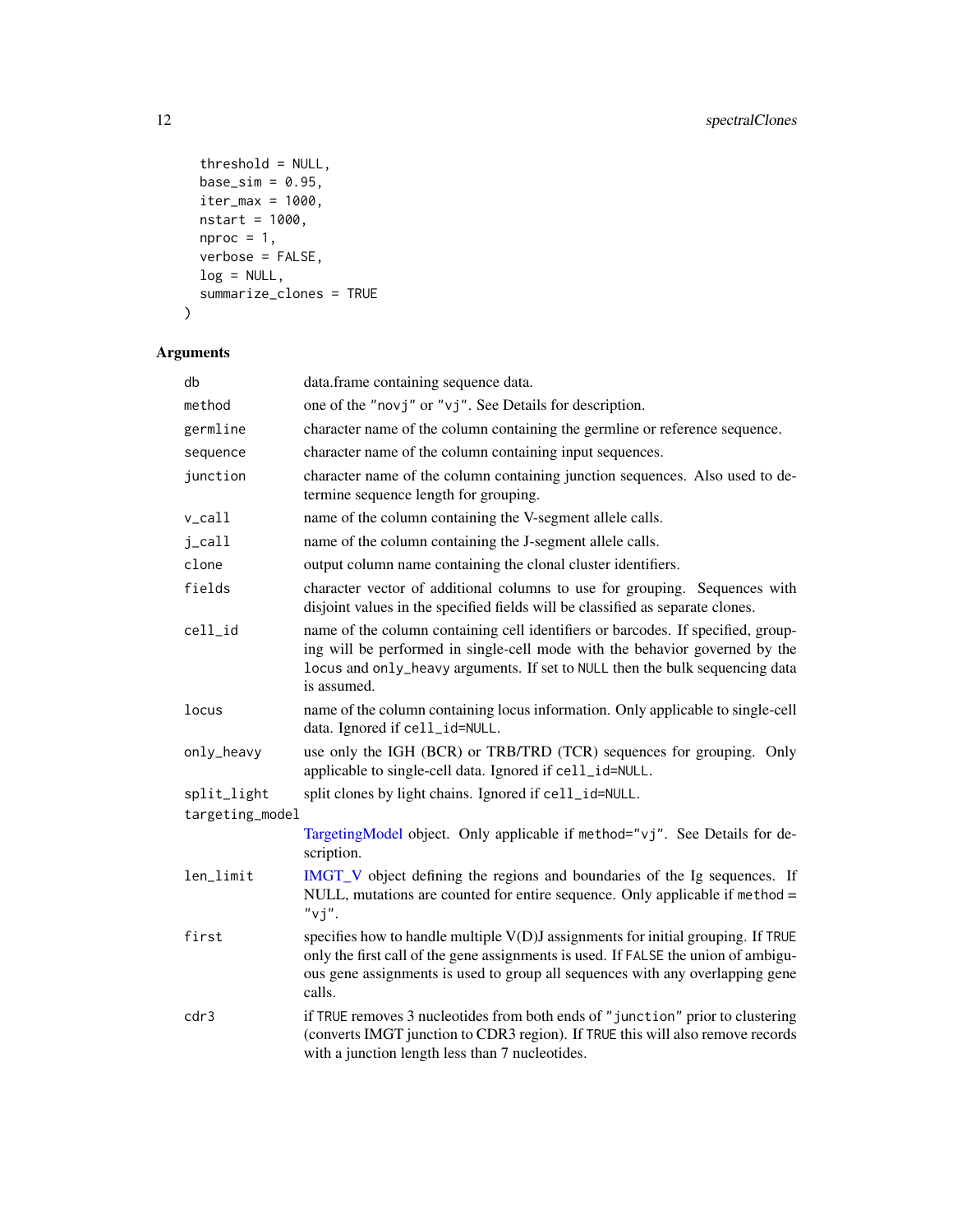```
  threshold = NULL,
  base_sim = 0.95,
  iter_max = 1000,
  nstart = 1000,
  nproc = 1,
  verbose = FALSE,
  log = NULL,
  summarize_clones = TRUE
)
```

## Arguments

| | |
|---|---|
| `db` | data.frame containing sequence data. |
| `method` | one of the `"novj"` or `"vj"`. See Details for description. |
| `germline` | character name of the column containing the germline or reference sequence. |
| `sequence` | character name of the column containing input sequences. |
| `junction` | character name of the column containing junction sequences. Also used to determine sequence length for grouping. |
| `v_call` | name of the column containing the V-segment allele calls. |
| `j_call` | name of the column containing the J-segment allele calls. |
| `clone` | output column name containing the clonal cluster identifiers. |
| `fields` | character vector of additional columns to use for grouping. Sequences with disjoint values in the specified fields will be classified as separate clones. |
| `cell_id` | name of the column containing cell identifiers or barcodes. If specified, grouping will be performed in single-cell mode with the behavior governed by the `locus` and `only_heavy` arguments. If set to `NULL` then the bulk sequencing data is assumed. |
| `locus` | name of the column containing locus information. Only applicable to single-cell data. Ignored if `cell_id=NULL`. |
| `only_heavy` | use only the IGH (BCR) or TRB/TRD (TCR) sequences for grouping. Only applicable to single-cell data. Ignored if `cell_id=NULL`. |
| `split_light` | split clones by light chains. Ignored if `cell_id=NULL`. |
| `targeting_model` | TargetingModel object. Only applicable if `method="vj"`. See Details for description. |
| `len_limit` | IMGT_V object defining the regions and boundaries of the Ig sequences. If NULL, mutations are counted for entire sequence. Only applicable if `method = "vj"`. |
| `first` | specifies how to handle multiple V(D)J assignments for initial grouping. If `TRUE` only the first call of the gene assignments is used. If `FALSE` the union of ambiguous gene assignments is used to group all sequences with any overlapping gene calls. |
| `cdr3` | if `TRUE` removes 3 nucleotides from both ends of `"junction"` prior to clustering (converts IMGT junction to CDR3 region). If `TRUE` this will also remove records with a junction length less than 7 nucleotides. |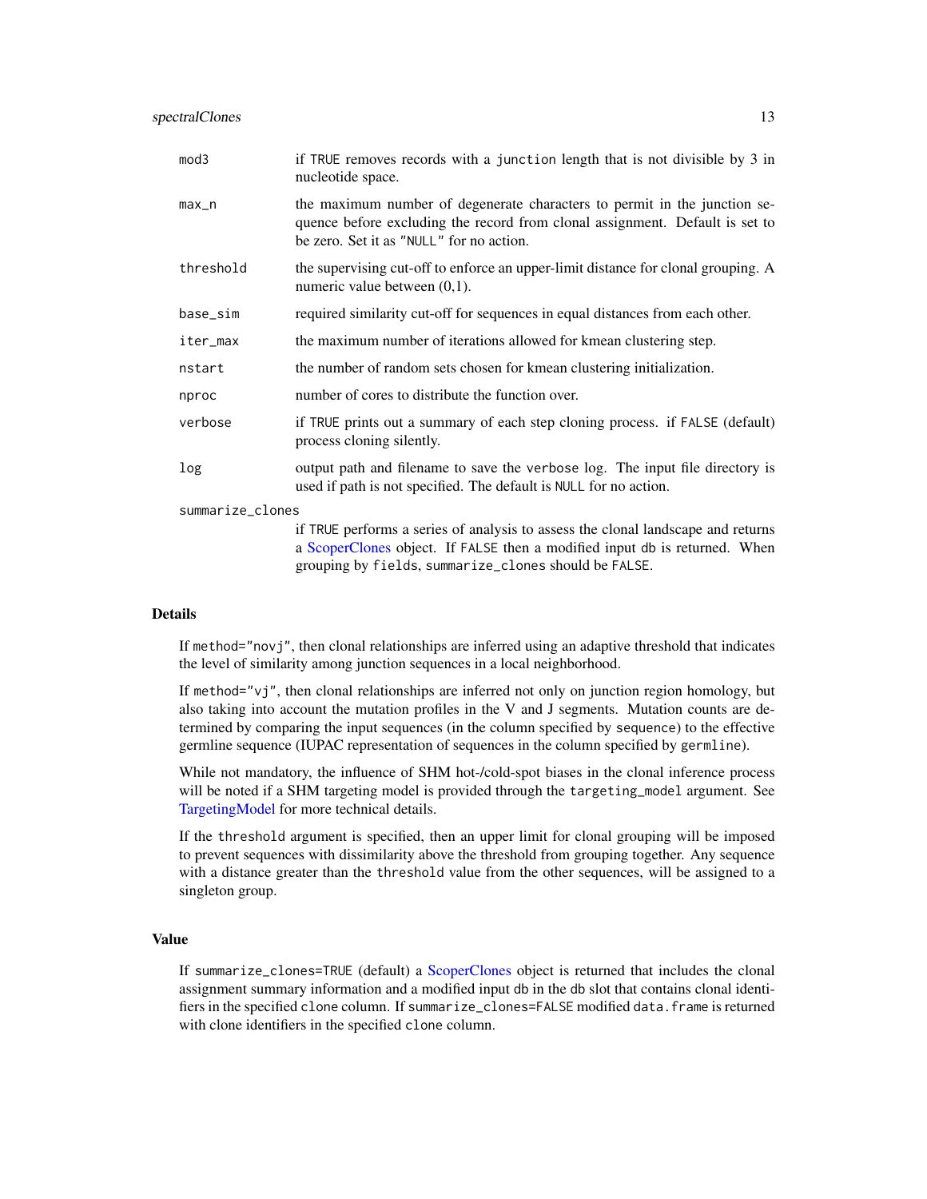| | |
|---|---|
| `mod3` | if `TRUE` removes records with a `junction` length that is not divisible by 3 in nucleotide space. |
| `max_n` | the maximum number of degenerate characters to permit in the junction sequence before excluding the record from clonal assignment. Default is set to be zero. Set it as `"NULL"` for no action. |
| `threshold` | the supervising cut-off to enforce an upper-limit distance for clonal grouping. A numeric value between (0,1). |
| `base_sim` | required similarity cut-off for sequences in equal distances from each other. |
| `iter_max` | the maximum number of iterations allowed for kmean clustering step. |
| `nstart` | the number of random sets chosen for kmean clustering initialization. |
| `nproc` | number of cores to distribute the function over. |
| `verbose` | if `TRUE` prints out a summary of each step cloning process. if `FALSE` (default) process cloning silently. |
| `log` | output path and filename to save the `verbose` log. The input file directory is used if path is not specified. The default is `NULL` for no action. |
| `summarize_clones` | if `TRUE` performs a series of analysis to assess the clonal landscape and returns a ScoperClones object. If `FALSE` then a modified input `db` is returned. When grouping by `fields`, `summarize_clones` should be `FALSE`. |

## Details

If `method="novj"`, then clonal relationships are inferred using an adaptive threshold that indicates the level of similarity among junction sequences in a local neighborhood.

If `method="vj"`, then clonal relationships are inferred not only on junction region homology, but also taking into account the mutation profiles in the V and J segments. Mutation counts are determined by comparing the input sequences (in the column specified by `sequence`) to the effective germline sequence (IUPAC representation of sequences in the column specified by `germline`).

While not mandatory, the influence of SHM hot-/cold-spot biases in the clonal inference process will be noted if a SHM targeting model is provided through the `targeting_model` argument. See TargetingModel for more technical details.

If the `threshold` argument is specified, then an upper limit for clonal grouping will be imposed to prevent sequences with dissimilarity above the threshold from grouping together. Any sequence with a distance greater than the `threshold` value from the other sequences, will be assigned to a singleton group.

## Value

If `summarize_clones=TRUE` (default) a ScoperClones object is returned that includes the clonal assignment summary information and a modified input `db` in the `db` slot that contains clonal identifiers in the specified `clone` column. If `summarize_clones=FALSE` modified `data.frame` is returned with clone identifiers in the specified `clone` column.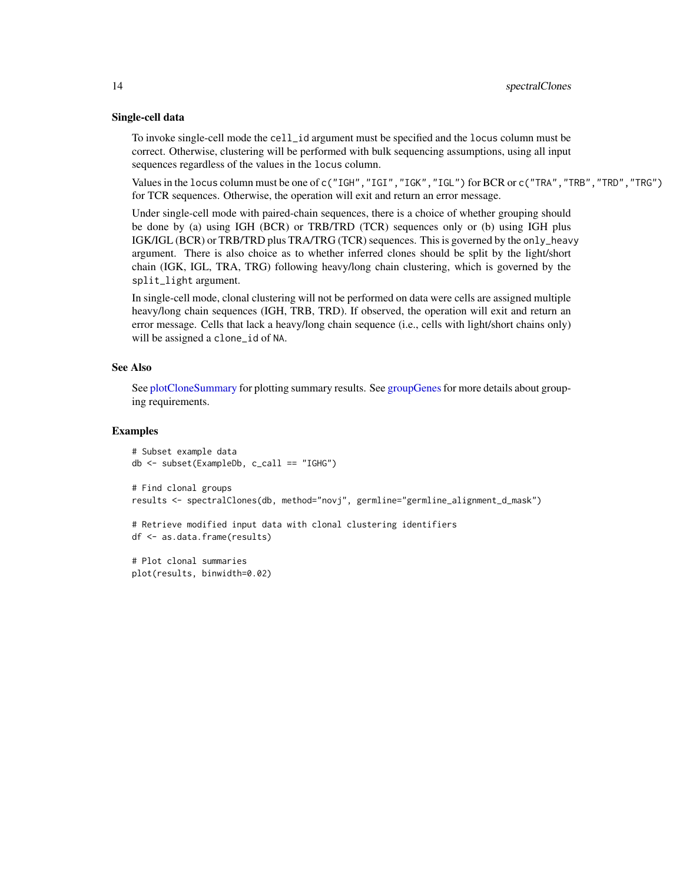### Single-cell data

To invoke single-cell mode the `cell_id` argument must be specified and the `locus` column must be correct. Otherwise, clustering will be performed with bulk sequencing assumptions, using all input sequences regardless of the values in the `locus` column.

Values in the `locus` column must be one of `c("IGH","IGI","IGK","IGL")` for BCR or `c("TRA","TRB","TRD","TRG")` for TCR sequences. Otherwise, the operation will exit and return an error message.

Under single-cell mode with paired-chain sequences, there is a choice of whether grouping should be done by (a) using IGH (BCR) or TRB/TRD (TCR) sequences only or (b) using IGH plus IGK/IGL (BCR) or TRB/TRD plus TRA/TRG (TCR) sequences. This is governed by the `only_heavy` argument. There is also choice as to whether inferred clones should be split by the light/short chain (IGK, IGL, TRA, TRG) following heavy/long chain clustering, which is governed by the `split_light` argument.

In single-cell mode, clonal clustering will not be performed on data were cells are assigned multiple heavy/long chain sequences (IGH, TRB, TRD). If observed, the operation will exit and return an error message. Cells that lack a heavy/long chain sequence (i.e., cells with light/short chains only) will be assigned a `clone_id` of `NA`.

## See Also

See plotCloneSummary for plotting summary results. See groupGenes for more details about grouping requirements.

## Examples

```
# Subset example data
db <- subset(ExampleDb, c_call == "IGHG")

# Find clonal groups
results <- spectralClones(db, method="novj", germline="germline_alignment_d_mask")

# Retrieve modified input data with clonal clustering identifiers
df <- as.data.frame(results)

# Plot clonal summaries
plot(results, binwidth=0.02)
```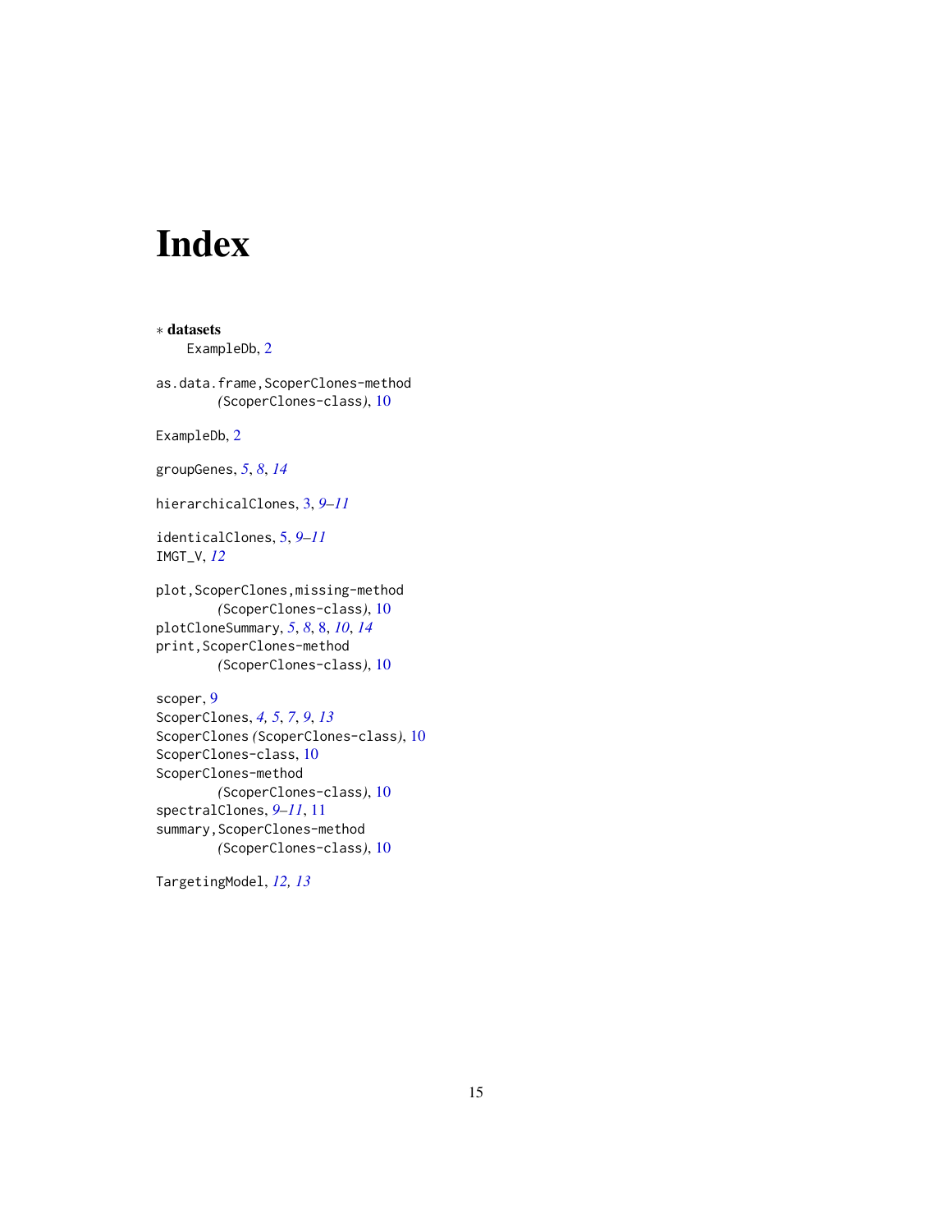# Index

∗ **datasets**

ExampleDb, 2

as.data.frame,ScoperClones-method  
*(*ScoperClones-class*)*, 10

ExampleDb, 2

groupGenes, *5*, *8*, *14*

hierarchicalClones, 3, *9–11*

identicalClones, 5, *9–11*  
IMGT_V, *12*

plot,ScoperClones,missing-method  
*(*ScoperClones-class*)*, 10  
plotCloneSummary, *5*, *8*, 8, *10*, *14*  
print,ScoperClones-method  
*(*ScoperClones-class*)*, 10

scoper, 9  
ScoperClones, *4, 5*, *7*, *9*, *13*  
ScoperClones *(*ScoperClones-class*)*, 10  
ScoperClones-class, 10  
ScoperClones-method  
*(*ScoperClones-class*)*, 10  
spectralClones, *9–11*, 11  
summary,ScoperClones-method  
*(*ScoperClones-class*)*, 10

TargetingModel, *12, 13*